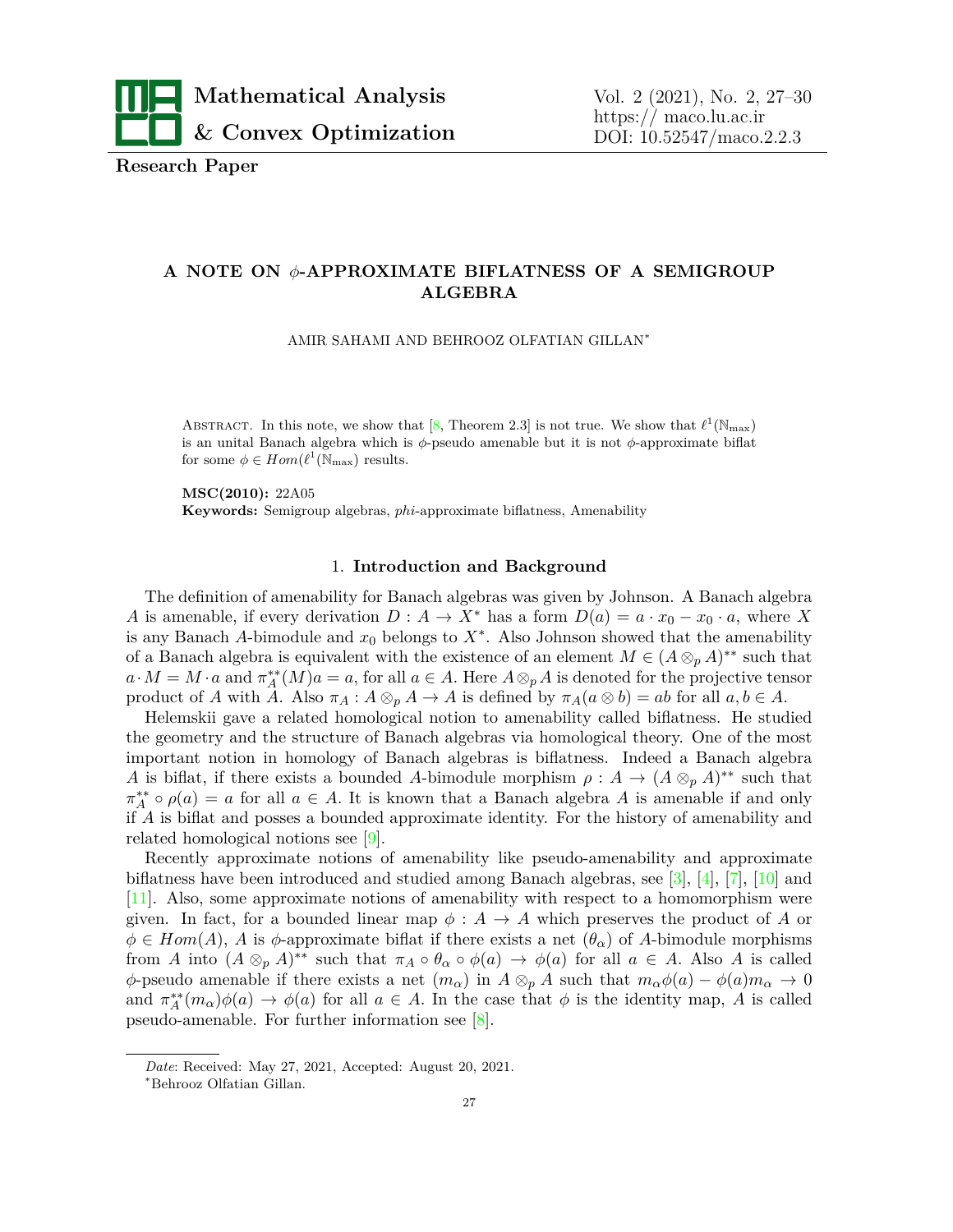**Research Paper**

# A NOTE ON $\phi$-APPROXIMATE BIFLATNESS OF A SEMIGROUP ALGEBRA

AMIR SAHAMI AND BEHROOZ OLFATIAN GILLAN*

Abstract. In this note, we show that [8, Theorem 2.3] is not true. We show that $\ell^1(\mathbb{N}_{\max})$ is an unital Banach algebra which is $\phi$-pseudo amenable but it is not $\phi$-approximate biflat for some $\phi \in Hom(\ell^1(\mathbb{N}_{\max})$ results.

**MSC(2010):** 22A05

**Keywords:** Semigroup algebras, *phi*-approximate biflatness, Amenability

## 1. Introduction and Background

The definition of amenability for Banach algebras was given by Johnson. A Banach algebra $A$ is amenable, if every derivation $D : A \to X^*$ has a form $D(a) = a \cdot x_0 - x_0 \cdot a$, where $X$ is any Banach $A$-bimodule and $x_0$ belongs to $X^*$. Also Johnson showed that the amenability of a Banach algebra is equivalent with the existence of an element $M \in (A \otimes_p A)^{**}$ such that $a \cdot M = M \cdot a$ and $\pi_A^{**}(M)a = a$, for all $a \in A$. Here $A \otimes_p A$ is denoted for the projective tensor product of $A$ with $A$. Also $\pi_A : A \otimes_p A \to A$ is defined by $\pi_A(a \otimes b) = ab$ for all $a, b \in A$.

Helemskii gave a related homological notion to amenability called biflatness. He studied the geometry and the structure of Banach algebras via homological theory. One of the most important notion in homology of Banach algebras is biflatness. Indeed a Banach algebra $A$ is biflat, if there exists a bounded $A$-bimodule morphism $\rho : A \to (A \otimes_p A)^{**}$ such that $\pi_A^{**} \circ \rho(a) = a$ for all $a \in A$. It is known that a Banach algebra $A$ is amenable if and only if $A$ is biflat and posses a bounded approximate identity. For the history of amenability and related homological notions see [9].

Recently approximate notions of amenability like pseudo-amenability and approximate biflatness have been introduced and studied among Banach algebras, see [3], [4], [7], [10] and [11]. Also, some approximate notions of amenability with respect to a homomorphism were given. In fact, for a bounded linear map $\phi : A \to A$ which preserves the product of $A$ or $\phi \in Hom(A)$, $A$ is $\phi$-approximate biflat if there exists a net $(\theta_\alpha)$ of $A$-bimodule morphisms from $A$ into $(A \otimes_p A)^{**}$ such that $\pi_A \circ \theta_\alpha \circ \phi(a) \to \phi(a)$ for all $a \in A$. Also $A$ is called $\phi$-pseudo amenable if there exists a net $(m_\alpha)$ in $A \otimes_p A$ such that $m_\alpha \phi(a) - \phi(a) m_\alpha \to 0$ and $\pi_A^{**}(m_\alpha)\phi(a) \to \phi(a)$ for all $a \in A$. In the case that $\phi$ is the identity map, $A$ is called pseudo-amenable. For further information see [8].

---

*Date*: Received: May 27, 2021, Accepted: August 20, 2021.

*Behrooz Olfatian Gillan.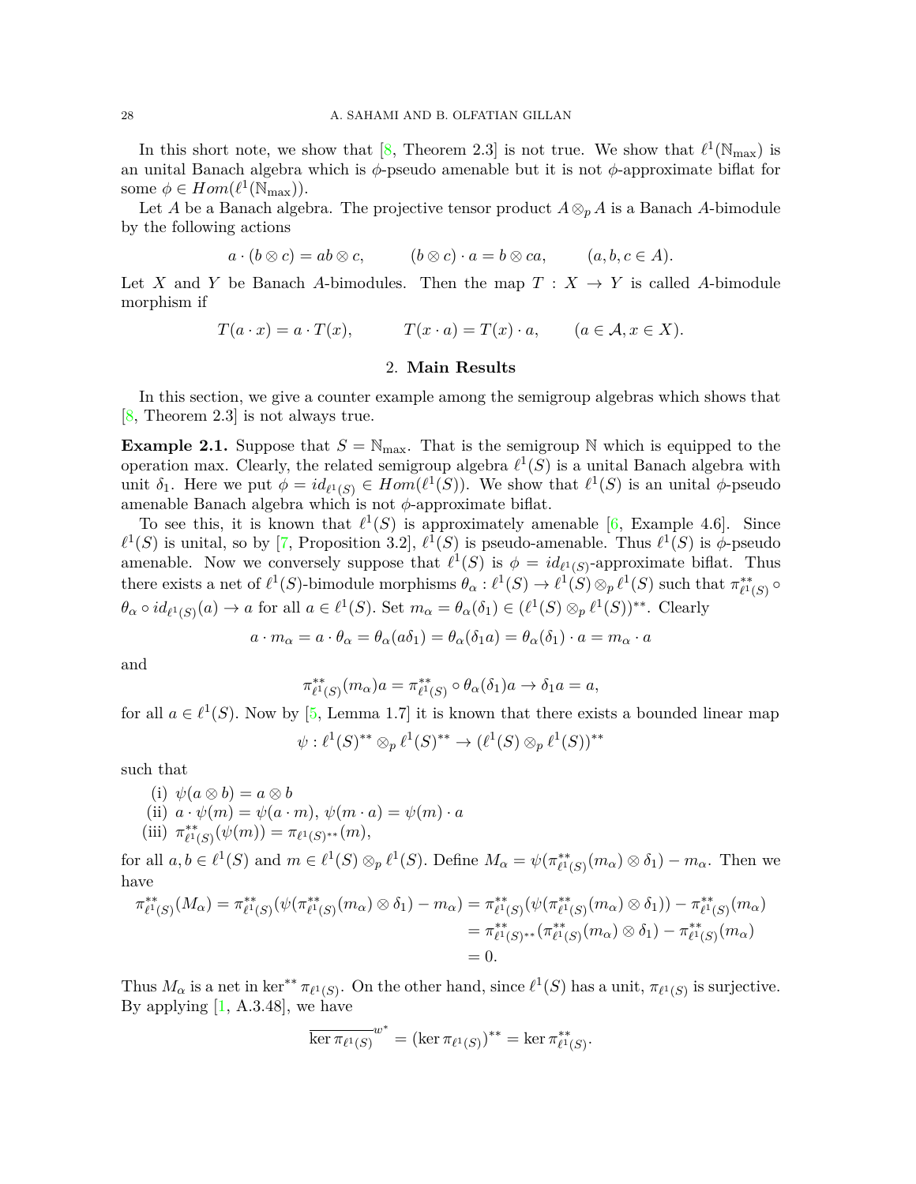In this short note, we show that [8, Theorem 2.3] is not true. We show that $\ell^1(\mathbb{N}_{\max})$ is an unital Banach algebra which is $\phi$-pseudo amenable but it is not $\phi$-approximate biflat for some $\phi \in Hom(\ell^1(\mathbb{N}_{\max}))$.

Let $A$ be a Banach algebra. The projective tensor product $A \otimes_p A$ is a Banach $A$-bimodule by the following actions

$$a \cdot (b \otimes c) = ab \otimes c, \qquad (b \otimes c) \cdot a = b \otimes ca, \qquad (a, b, c \in A).$$

Let $X$ and $Y$ be Banach $A$-bimodules. Then the map $T : X \to Y$ is called $A$-bimodule morphism if

$$T(a \cdot x) = a \cdot T(x), \qquad T(x \cdot a) = T(x) \cdot a, \qquad (a \in \mathcal{A}, x \in X).$$

## 2. Main Results

In this section, we give a counter example among the semigroup algebras which shows that [8, Theorem 2.3] is not always true.

**Example 2.1.** Suppose that $S = \mathbb{N}_{\max}$. That is the semigroup $\mathbb{N}$ which is equipped to the operation max. Clearly, the related semigroup algebra $\ell^1(S)$ is a unital Banach algebra with unit $\delta_1$. Here we put $\phi = id_{\ell^1(S)} \in Hom(\ell^1(S))$. We show that $\ell^1(S)$ is an unital $\phi$-pseudo amenable Banach algebra which is not $\phi$-approximate biflat.

To see this, it is known that $\ell^1(S)$ is approximately amenable [6, Example 4.6]. Since $\ell^1(S)$ is unital, so by [7, Proposition 3.2], $\ell^1(S)$ is pseudo-amenable. Thus $\ell^1(S)$ is $\phi$-pseudo amenable. Now we conversely suppose that $\ell^1(S)$ is $\phi = id_{\ell^1(S)}$-approximate biflat. Thus there exists a net of $\ell^1(S)$-bimodule morphisms $\theta_\alpha : \ell^1(S) \to \ell^1(S) \otimes_p \ell^1(S)$ such that $\pi^{**}_{\ell^1(S)} \circ \theta_\alpha \circ id_{\ell^1(S)}(a) \to a$ for all $a \in \ell^1(S)$. Set $m_\alpha = \theta_\alpha(\delta_1) \in (\ell^1(S) \otimes_p \ell^1(S))^{**}$. Clearly

$$a \cdot m_\alpha = a \cdot \theta_\alpha = \theta_\alpha(a\delta_1) = \theta_\alpha(\delta_1 a) = \theta_\alpha(\delta_1) \cdot a = m_\alpha \cdot a$$

and

$$\pi^{**}_{\ell^1(S)}(m_\alpha)a = \pi^{**}_{\ell^1(S)} \circ \theta_\alpha(\delta_1)a \to \delta_1 a = a,$$

for all $a \in \ell^1(S)$. Now by [5, Lemma 1.7] it is known that there exists a bounded linear map

$$\psi : \ell^1(S)^{**} \otimes_p \ell^1(S)^{**} \to (\ell^1(S) \otimes_p \ell^1(S))^{**}$$

such that

(i) $\psi(a \otimes b) = a \otimes b$
(ii) $a \cdot \psi(m) = \psi(a \cdot m)$, $\psi(m \cdot a) = \psi(m) \cdot a$
(iii) $\pi^{**}_{\ell^1(S)}(\psi(m)) = \pi_{\ell^1(S)^{**}}(m)$,

for all $a, b \in \ell^1(S)$ and $m \in \ell^1(S) \otimes_p \ell^1(S)$. Define $M_\alpha = \psi(\pi^{**}_{\ell^1(S)}(m_\alpha) \otimes \delta_1) - m_\alpha$. Then we have

$$\begin{aligned}
\pi^{**}_{\ell^1(S)}(M_\alpha) = \pi^{**}_{\ell^1(S)}(\psi(\pi^{**}_{\ell^1(S)}(m_\alpha) \otimes \delta_1) - m_\alpha) &= \pi^{**}_{\ell^1(S)}(\psi(\pi^{**}_{\ell^1(S)}(m_\alpha) \otimes \delta_1)) - \pi^{**}_{\ell^1(S)}(m_\alpha) \\
&= \pi^{**}_{\ell^1(S)^{**}}(\pi^{**}_{\ell^1(S)}(m_\alpha) \otimes \delta_1) - \pi^{**}_{\ell^1(S)}(m_\alpha) \\
&= 0.
\end{aligned}$$

Thus $M_\alpha$ is a net in $\ker^{**} \pi_{\ell^1(S)}$. On the other hand, since $\ell^1(S)$ has a unit, $\pi_{\ell^1(S)}$ is surjective. By applying [1, A.3.48], we have

$$\overline{\ker \pi_{\ell^1(S)}}^{w^*} = (\ker \pi_{\ell^1(S)})^{**} = \ker \pi^{**}_{\ell^1(S)}.$$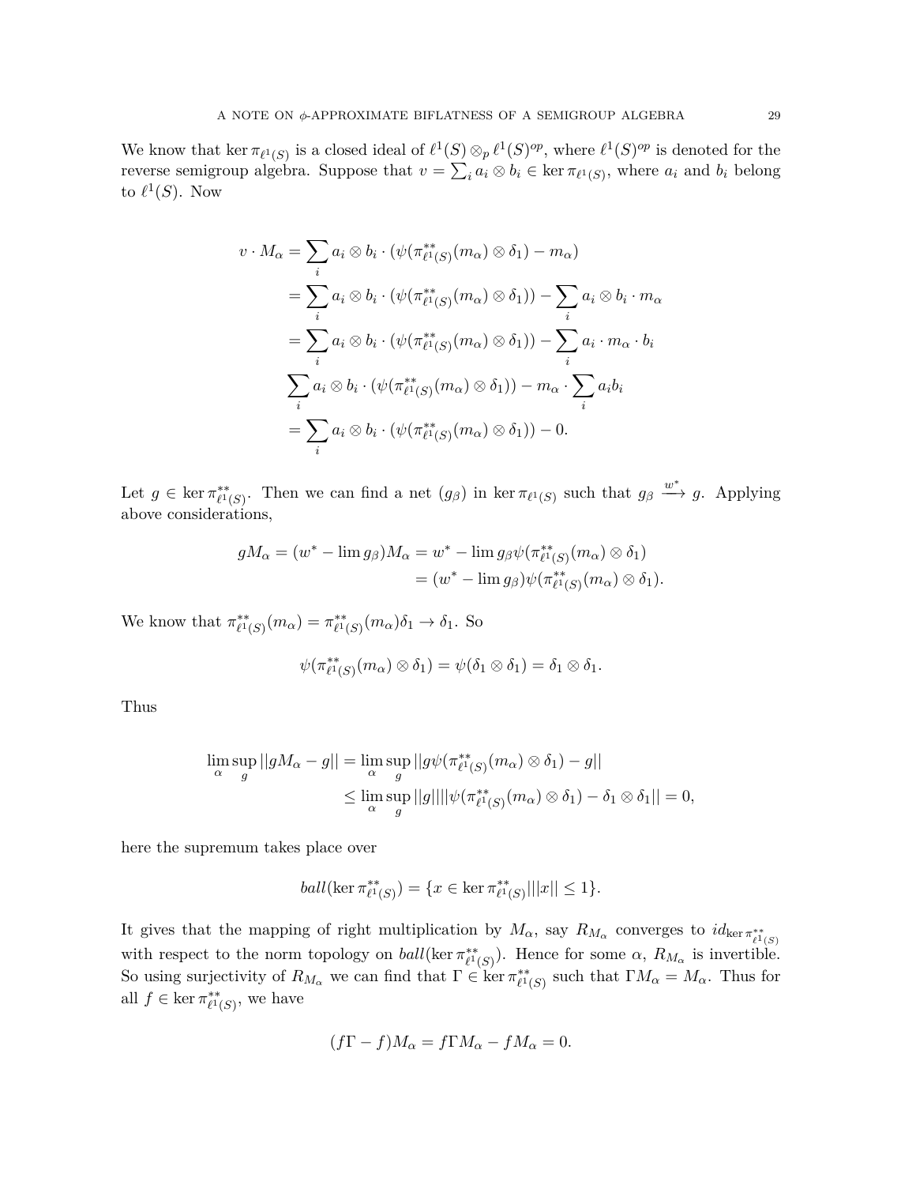We know that $\ker \pi_{\ell^1(S)}$ is a closed ideal of $\ell^1(S) \otimes_p \ell^1(S)^{op}$, where $\ell^1(S)^{op}$ is denoted for the reverse semigroup algebra. Suppose that $v = \sum_i a_i \otimes b_i \in \ker \pi_{\ell^1(S)}$, where $a_i$ and $b_i$ belong to $\ell^1(S)$. Now

$$
\begin{aligned}
v \cdot M_\alpha &= \sum_i a_i \otimes b_i \cdot (\psi(\pi^{**}_{\ell^1(S)}(m_\alpha) \otimes \delta_1) - m_\alpha) \\
&= \sum_i a_i \otimes b_i \cdot (\psi(\pi^{**}_{\ell^1(S)}(m_\alpha) \otimes \delta_1)) - \sum_i a_i \otimes b_i \cdot m_\alpha \\
&= \sum_i a_i \otimes b_i \cdot (\psi(\pi^{**}_{\ell^1(S)}(m_\alpha) \otimes \delta_1)) - \sum_i a_i \cdot m_\alpha \cdot b_i \\
& \sum_i a_i \otimes b_i \cdot (\psi(\pi^{**}_{\ell^1(S)}(m_\alpha) \otimes \delta_1)) - m_\alpha \cdot \sum_i a_i b_i \\
&= \sum_i a_i \otimes b_i \cdot (\psi(\pi^{**}_{\ell^1(S)}(m_\alpha) \otimes \delta_1)) - 0.
\end{aligned}
$$

Let $g \in \ker \pi^{**}_{\ell^1(S)}$. Then we can find a net $(g_\beta)$ in $\ker \pi_{\ell^1(S)}$ such that $g_\beta \xrightarrow{w^*} g$. Applying above considerations,

$$
\begin{aligned}
gM_\alpha = (w^* - \lim g_\beta)M_\alpha &= w^* - \lim g_\beta \psi(\pi^{**}_{\ell^1(S)}(m_\alpha) \otimes \delta_1) \\
&= (w^* - \lim g_\beta)\psi(\pi^{**}_{\ell^1(S)}(m_\alpha) \otimes \delta_1).
\end{aligned}
$$

We know that $\pi^{**}_{\ell^1(S)}(m_\alpha) = \pi^{**}_{\ell^1(S)}(m_\alpha)\delta_1 \to \delta_1$. So

$$
\psi(\pi^{**}_{\ell^1(S)}(m_\alpha) \otimes \delta_1) = \psi(\delta_1 \otimes \delta_1) = \delta_1 \otimes \delta_1.
$$

Thus

$$
\begin{aligned}
\lim_\alpha \sup_g ||gM_\alpha - g|| &= \lim_\alpha \sup_g ||g\psi(\pi^{**}_{\ell^1(S)}(m_\alpha) \otimes \delta_1) - g|| \\
&\leq \lim_\alpha \sup_g ||g|| || \psi(\pi^{**}_{\ell^1(S)}(m_\alpha) \otimes \delta_1) - \delta_1 \otimes \delta_1|| = 0,
\end{aligned}
$$

here the supremum takes place over

$$
ball(\ker \pi^{**}_{\ell^1(S)}) = \{x \in \ker \pi^{**}_{\ell^1(S)} | ||x|| \leq 1\}.
$$

It gives that the mapping of right multiplication by $M_\alpha$, say $R_{M_\alpha}$ converges to $id_{\ker \pi^{**}_{\ell^1(S)}}$ with respect to the norm topology on $ball(\ker \pi^{**}_{\ell^1(S)})$. Hence for some $\alpha$, $R_{M_\alpha}$ is invertible. So using surjectivity of $R_{M_\alpha}$ we can find that $\Gamma \in \ker \pi^{**}_{\ell^1(S)}$ such that $\Gamma M_\alpha = M_\alpha$. Thus for all $f \in \ker \pi^{**}_{\ell^1(S)}$, we have

$$
(f\Gamma - f)M_\alpha = f\Gamma M_\alpha - fM_\alpha = 0.
$$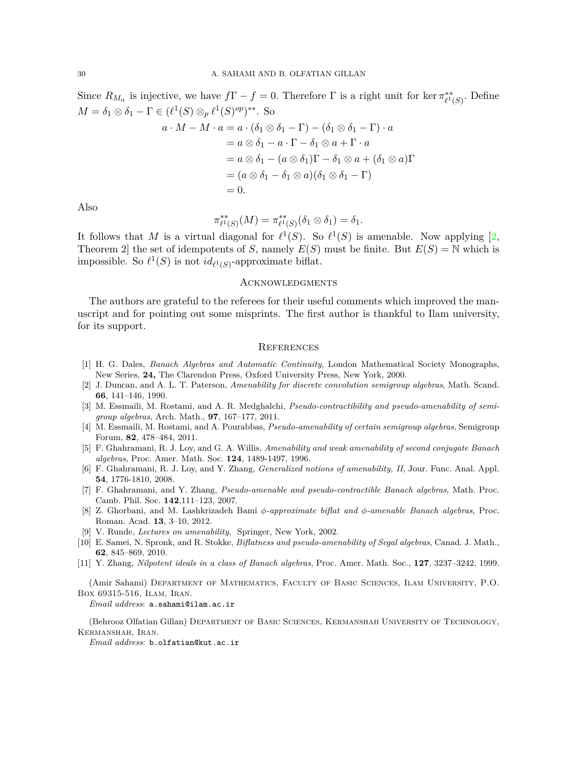Since $R_{M_\alpha}$ is injective, we have $f\Gamma - f = 0$. Therefore $\Gamma$ is a right unit for $\ker \pi^{**}_{\ell^1(S)}$. Define $M = \delta_1 \otimes \delta_1 - \Gamma \in (\ell^1(S) \otimes_p \ell^1(S)^{op})^{**}$. So

$$
\begin{aligned}
a \cdot M - M \cdot a &= a \cdot (\delta_1 \otimes \delta_1 - \Gamma) - (\delta_1 \otimes \delta_1 - \Gamma) \cdot a \\
&= a \otimes \delta_1 - a \cdot \Gamma - \delta_1 \otimes a + \Gamma \cdot a \\
&= a \otimes \delta_1 - (a \otimes \delta_1)\Gamma - \delta_1 \otimes a + (\delta_1 \otimes a)\Gamma \\
&= (a \otimes \delta_1 - \delta_1 \otimes a)(\delta_1 \otimes \delta_1 - \Gamma) \\
&= 0.
\end{aligned}
$$

Also

$$
\pi^{**}_{\ell^1(S)}(M) = \pi^{**}_{\ell^1(S)}(\delta_1 \otimes \delta_1) = \delta_1.
$$

It follows that $M$ is a virtual diagonal for $\ell^1(S)$. So $\ell^1(S)$ is amenable. Now applying [2, Theorem 2] the set of idempotents of $S$, namely $E(S)$ must be finite. But $E(S) = \mathbb{N}$ which is impossible. So $\ell^1(S)$ is not $id_{\ell^1(S)}$-approximate biflat.

## Acknowledgments

The authors are grateful to the referees for their useful comments which improved the manuscript and for pointing out some misprints. The first author is thankful to Ilam university, for its support.

## References

[1] H. G. Dales, *Banach Algebras and Automatic Continuity*, London Mathematical Society Monographs, New Series, **24,** The Clarendon Press, Oxford University Press, New York, 2000.

[2] J. Duncan, and A. L. T. Paterson, *Amenability for discrete convolution semigroup algebras*, Math. Scand. **66**, 141–146, 1990.

[3] M. Essmaili, M. Rostami, and A. R. Medghalchi, *Pseudo-contractibility and pseudo-amenability of semigroup algebras*, Arch. Math., **97**, 167–177, 2011.

[4] M. Essmaili, M. Rostami, and A. Pourabbas, *Pseudo-amenability of certain semigroup algebras*, Semigroup Forum, **82**, 478–484, 2011.

[5] F. Ghahramani, R. J. Loy, and G. A. Willis, *Amenability and weak amenability of second conjugate Banach algebras*, Proc. Amer. Math. Soc. **124**, 1489-1497, 1996.

[6] F. Ghahramani, R. J. Loy, and Y. Zhang, *Generalized notions of amenability, II*, Jour. Func. Anal. Appl. **54**, 1776-1810, 2008.

[7] F. Ghahramani, and Y. Zhang, *Pseudo-amenable and pseudo-contractible Banach algebras*, Math. Proc. Camb. Phil. Soc. **142**,111–123, 2007.

[8] Z. Ghorbani, and M. Lashkrizadeh Bami *$\phi$-approximate biflat and $\phi$-amenable Banach algebras*, Proc. Roman. Acad. **13**, 3–10, 2012.

[9] V. Runde, *Lectures on amenability*, Springer, New York, 2002.

[10] E. Samei, N. Spronk, and R. Stokke, *Biflatness and pseudo-amenability of Segal algebras*, Canad. J. Math., **62**, 845–869, 2010.

[11] Y. Zhang, *Nilpotent ideals in a class of Banach algebras*, Proc. Amer. Math. Soc., **127**, 3237–3242, 1999.

(Amir Sahami) Department of Mathematics, Faculty of Basic Sciences, Ilam University, P.O. Box 69315-516, Ilam, Iran.

*Email address*: a.sahami@ilam.ac.ir

(Behrooz Olfatian Gillan) Department of Basic Sciences, Kermanshah University of Technology, Kermanshah, Iran.

*Email address*: b.olfatian@kut.ac.ir